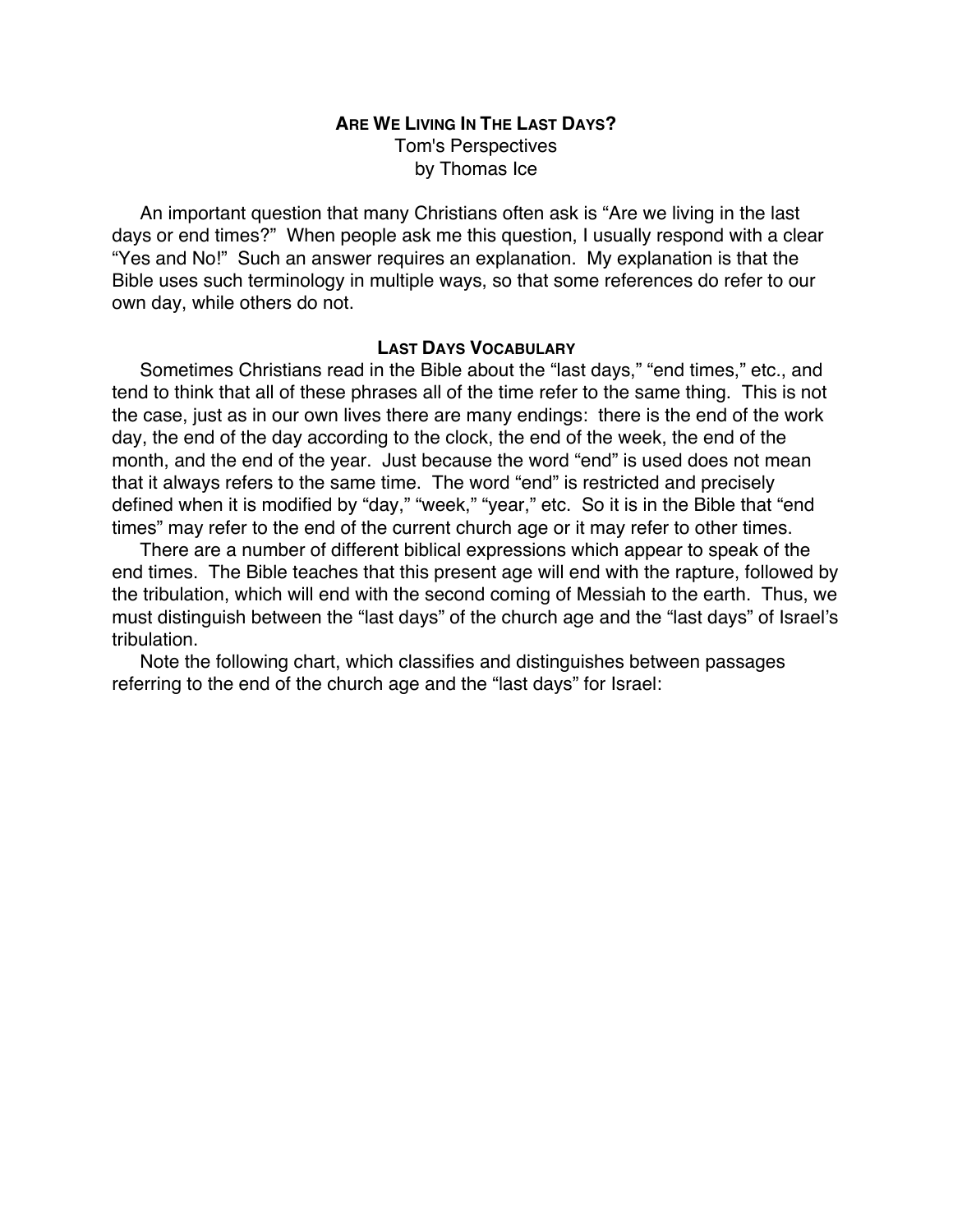# ARE WE LIVING IN THE LAST DAYS?

Tom's Perspectives
by Thomas Ice

An important question that many Christians often ask is "Are we living in the last days or end times?" When people ask me this question, I usually respond with a clear "Yes and No!" Such an answer requires an explanation. My explanation is that the Bible uses such terminology in multiple ways, so that some references do refer to our own day, while others do not.

## LAST DAYS VOCABULARY

Sometimes Christians read in the Bible about the "last days," "end times," etc., and tend to think that all of these phrases all of the time refer to the same thing. This is not the case, just as in our own lives there are many endings: there is the end of the work day, the end of the day according to the clock, the end of the week, the end of the month, and the end of the year. Just because the word "end" is used does not mean that it always refers to the same time. The word "end" is restricted and precisely defined when it is modified by "day," "week," "year," etc. So it is in the Bible that "end times" may refer to the end of the current church age or it may refer to other times.

There are a number of different biblical expressions which appear to speak of the end times. The Bible teaches that this present age will end with the rapture, followed by the tribulation, which will end with the second coming of Messiah to the earth. Thus, we must distinguish between the "last days" of the church age and the "last days" of Israel's tribulation.

Note the following chart, which classifies and distinguishes between passages referring to the end of the church age and the "last days" for Israel: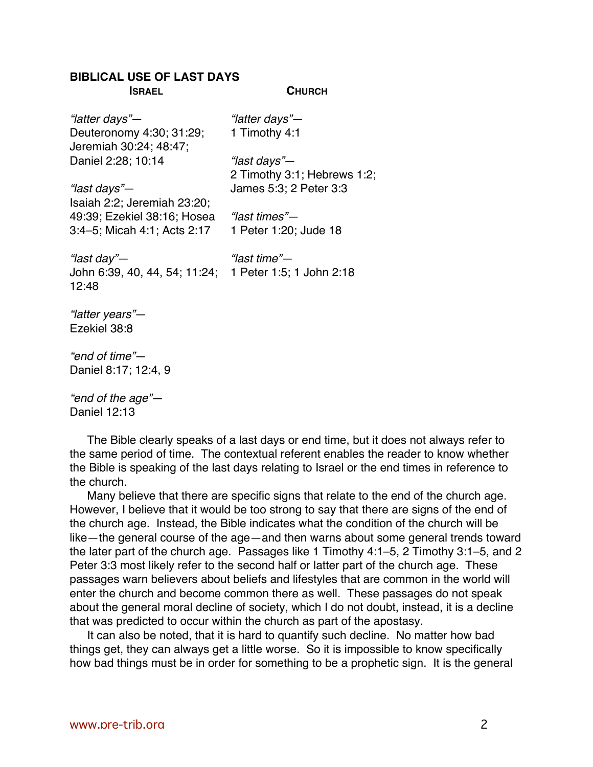## BIBLICAL USE OF LAST DAYS

| Israel | Church |
|---|---|
| *"latter days"*— Deuteronomy 4:30; 31:29; Jeremiah 30:24; 48:47; Daniel 2:28; 10:14 | *"latter days"*— 1 Timothy 4:1 |
| *"last days"*— Isaiah 2:2; Jeremiah 23:20; 49:39; Ezekiel 38:16; Hosea 3:4–5; Micah 4:1; Acts 2:17 | *"last days"*— 2 Timothy 3:1; Hebrews 1:2; James 5:3; 2 Peter 3:3 |
| | *"last times"*— 1 Peter 1:20; Jude 18 |
| *"last day"*— John 6:39, 40, 44, 54; 11:24; 12:48 | *"last time"*— 1 Peter 1:5; 1 John 2:18 |
| *"latter years"*— Ezekiel 38:8 | |
| *"end of time"*— Daniel 8:17; 12:4, 9 | |
| *"end of the age"*— Daniel 12:13 | |

The Bible clearly speaks of a last days or end time, but it does not always refer to the same period of time. The contextual referent enables the reader to know whether the Bible is speaking of the last days relating to Israel or the end times in reference to the church.

Many believe that there are specific signs that relate to the end of the church age. However, I believe that it would be too strong to say that there are signs of the end of the church age. Instead, the Bible indicates what the condition of the church will be like—the general course of the age—and then warns about some general trends toward the later part of the church age. Passages like 1 Timothy 4:1–5, 2 Timothy 3:1–5, and 2 Peter 3:3 most likely refer to the second half or latter part of the church age. These passages warn believers about beliefs and lifestyles that are common in the world will enter the church and become common there as well. These passages do not speak about the general moral decline of society, which I do not doubt, instead, it is a decline that was predicted to occur within the church as part of the apostasy.

It can also be noted, that it is hard to quantify such decline. No matter how bad things get, they can always get a little worse. So it is impossible to know specifically how bad things must be in order for something to be a prophetic sign. It is the general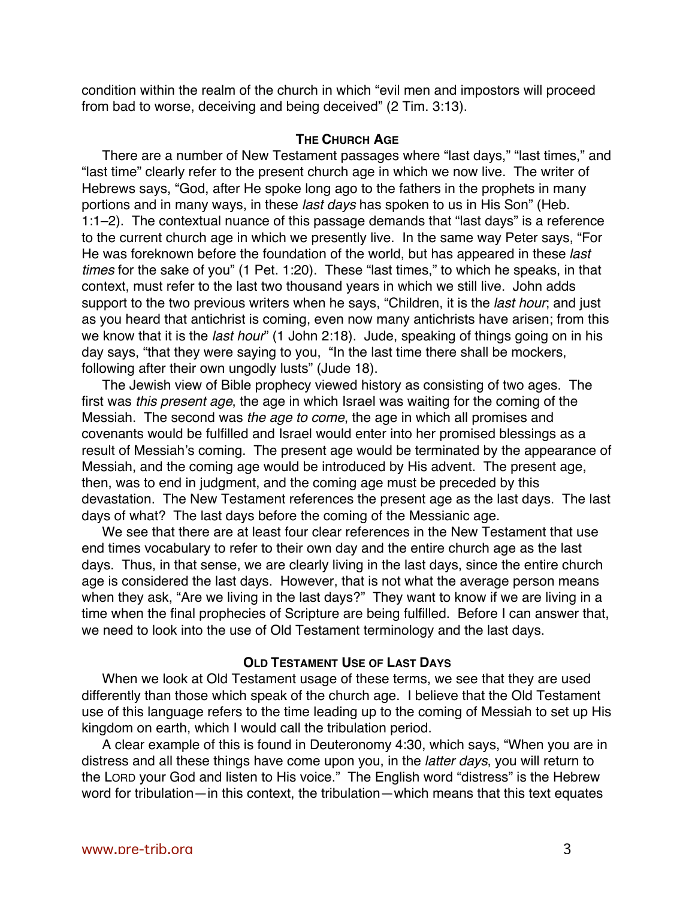condition within the realm of the church in which "evil men and impostors will proceed from bad to worse, deceiving and being deceived" (2 Tim. 3:13).

### The Church Age

There are a number of New Testament passages where "last days," "last times," and "last time" clearly refer to the present church age in which we now live. The writer of Hebrews says, "God, after He spoke long ago to the fathers in the prophets in many portions and in many ways, in these *last days* has spoken to us in His Son" (Heb. 1:1–2). The contextual nuance of this passage demands that "last days" is a reference to the current church age in which we presently live. In the same way Peter says, "For He was foreknown before the foundation of the world, but has appeared in these *last times* for the sake of you" (1 Pet. 1:20). These "last times," to which he speaks, in that context, must refer to the last two thousand years in which we still live. John adds support to the two previous writers when he says, "Children, it is the *last hour*; and just as you heard that antichrist is coming, even now many antichrists have arisen; from this we know that it is the *last hour*" (1 John 2:18). Jude, speaking of things going on in his day says, "that they were saying to you, "In the last time there shall be mockers, following after their own ungodly lusts" (Jude 18).

The Jewish view of Bible prophecy viewed history as consisting of two ages. The first was *this present age*, the age in which Israel was waiting for the coming of the Messiah. The second was *the age to come*, the age in which all promises and covenants would be fulfilled and Israel would enter into her promised blessings as a result of Messiah's coming. The present age would be terminated by the appearance of Messiah, and the coming age would be introduced by His advent. The present age, then, was to end in judgment, and the coming age must be preceded by this devastation. The New Testament references the present age as the last days. The last days of what? The last days before the coming of the Messianic age.

We see that there are at least four clear references in the New Testament that use end times vocabulary to refer to their own day and the entire church age as the last days. Thus, in that sense, we are clearly living in the last days, since the entire church age is considered the last days. However, that is not what the average person means when they ask, "Are we living in the last days?" They want to know if we are living in a time when the final prophecies of Scripture are being fulfilled. Before I can answer that, we need to look into the use of Old Testament terminology and the last days.

### Old Testament Use of Last Days

When we look at Old Testament usage of these terms, we see that they are used differently than those which speak of the church age. I believe that the Old Testament use of this language refers to the time leading up to the coming of Messiah to set up His kingdom on earth, which I would call the tribulation period.

A clear example of this is found in Deuteronomy 4:30, which says, "When you are in distress and all these things have come upon you, in the *latter days*, you will return to the LORD your God and listen to His voice." The English word "distress" is the Hebrew word for tribulation—in this context, the tribulation—which means that this text equates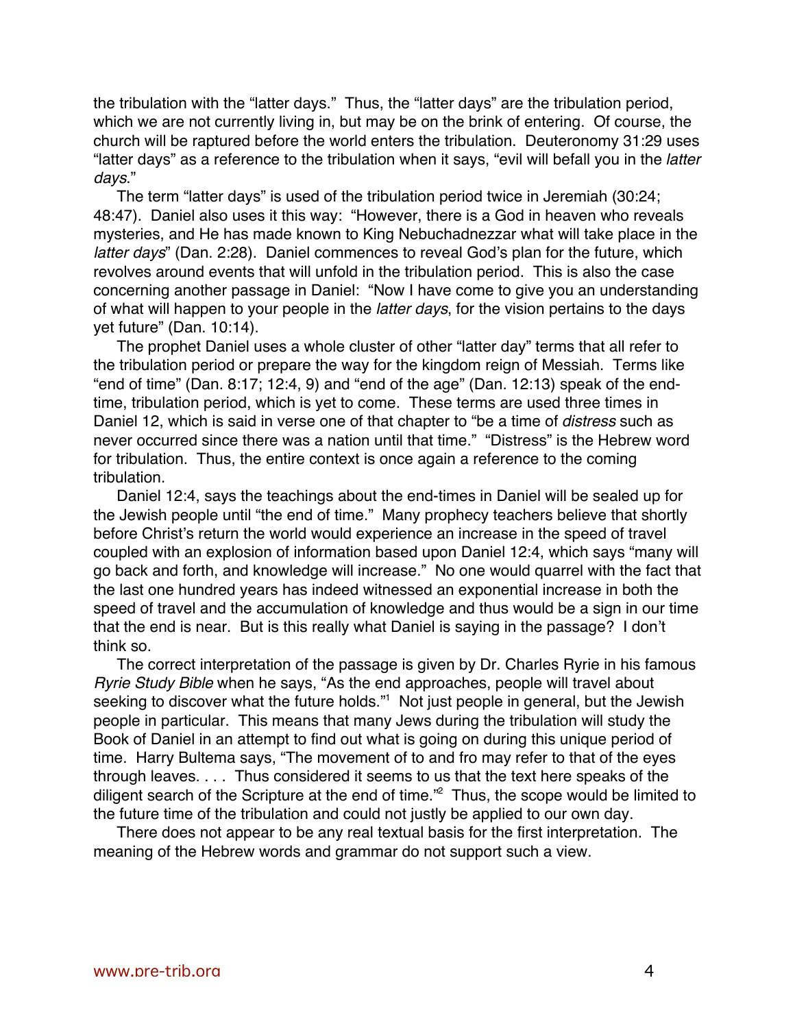the tribulation with the "latter days." Thus, the "latter days" are the tribulation period, which we are not currently living in, but may be on the brink of entering. Of course, the church will be raptured before the world enters the tribulation. Deuteronomy 31:29 uses "latter days" as a reference to the tribulation when it says, "evil will befall you in the *latter days*."

The term "latter days" is used of the tribulation period twice in Jeremiah (30:24; 48:47). Daniel also uses it this way: "However, there is a God in heaven who reveals mysteries, and He has made known to King Nebuchadnezzar what will take place in the *latter days*" (Dan. 2:28). Daniel commences to reveal God's plan for the future, which revolves around events that will unfold in the tribulation period. This is also the case concerning another passage in Daniel: "Now I have come to give you an understanding of what will happen to your people in the *latter days*, for the vision pertains to the days yet future" (Dan. 10:14).

The prophet Daniel uses a whole cluster of other "latter day" terms that all refer to the tribulation period or prepare the way for the kingdom reign of Messiah. Terms like "end of time" (Dan. 8:17; 12:4, 9) and "end of the age" (Dan. 12:13) speak of the end-time, tribulation period, which is yet to come. These terms are used three times in Daniel 12, which is said in verse one of that chapter to "be a time of *distress* such as never occurred since there was a nation until that time." "Distress" is the Hebrew word for tribulation. Thus, the entire context is once again a reference to the coming tribulation.

Daniel 12:4, says the teachings about the end-times in Daniel will be sealed up for the Jewish people until "the end of time." Many prophecy teachers believe that shortly before Christ's return the world would experience an increase in the speed of travel coupled with an explosion of information based upon Daniel 12:4, which says "many will go back and forth, and knowledge will increase." No one would quarrel with the fact that the last one hundred years has indeed witnessed an exponential increase in both the speed of travel and the accumulation of knowledge and thus would be a sign in our time that the end is near. But is this really what Daniel is saying in the passage? I don't think so.

The correct interpretation of the passage is given by Dr. Charles Ryrie in his famous *Ryrie Study Bible* when he says, "As the end approaches, people will travel about seeking to discover what the future holds."[1] Not just people in general, but the Jewish people in particular. This means that many Jews during the tribulation will study the Book of Daniel in an attempt to find out what is going on during this unique period of time. Harry Bultema says, "The movement of to and fro may refer to that of the eyes through leaves. . . . Thus considered it seems to us that the text here speaks of the diligent search of the Scripture at the end of time."[2] Thus, the scope would be limited to the future time of the tribulation and could not justly be applied to our own day.

There does not appear to be any real textual basis for the first interpretation. The meaning of the Hebrew words and grammar do not support such a view.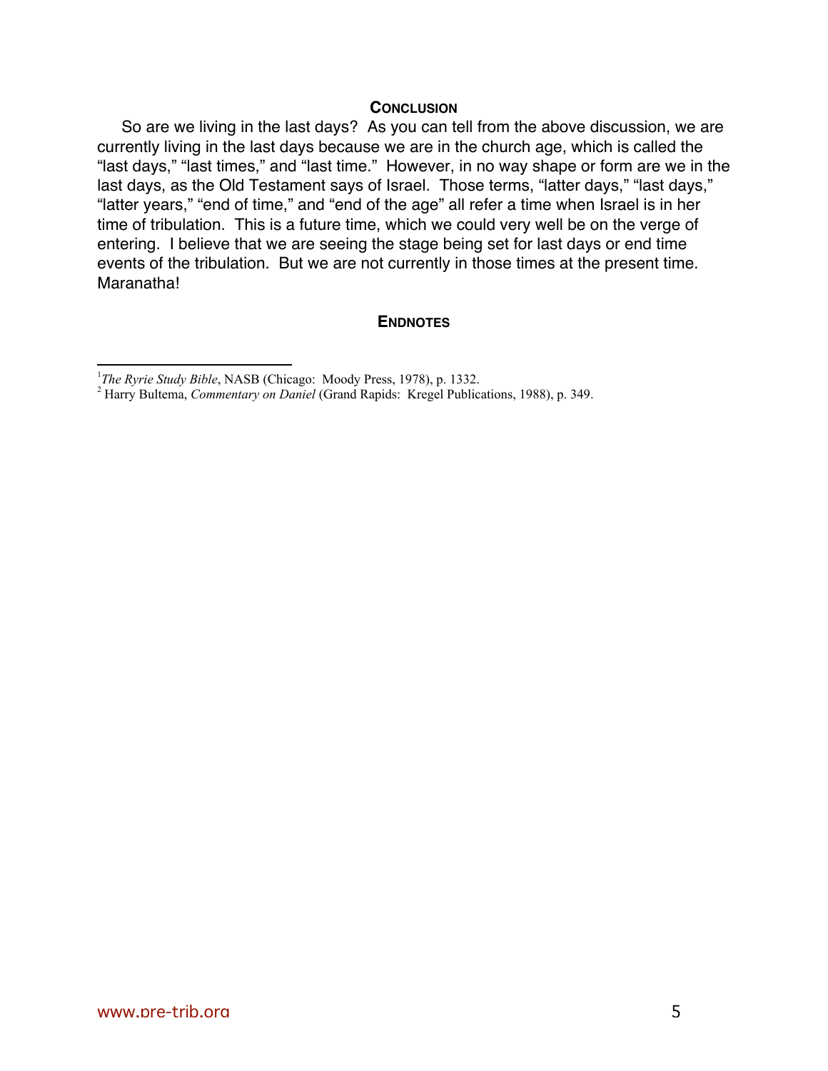## Conclusion

So are we living in the last days? As you can tell from the above discussion, we are currently living in the last days because we are in the church age, which is called the "last days," "last times," and "last time." However, in no way shape or form are we in the last days, as the Old Testament says of Israel. Those terms, "latter days," "last days," "latter years," "end of time," and "end of the age" all refer a time when Israel is in her time of tribulation. This is a future time, which we could very well be on the verge of entering. I believe that we are seeing the stage being set for last days or end time events of the tribulation. But we are not currently in those times at the present time. Maranatha!

## Endnotes

[1] *The Ryrie Study Bible*, NASB (Chicago: Moody Press, 1978), p. 1332.

[2] Harry Bultema, *Commentary on Daniel* (Grand Rapids: Kregel Publications, 1988), p. 349.